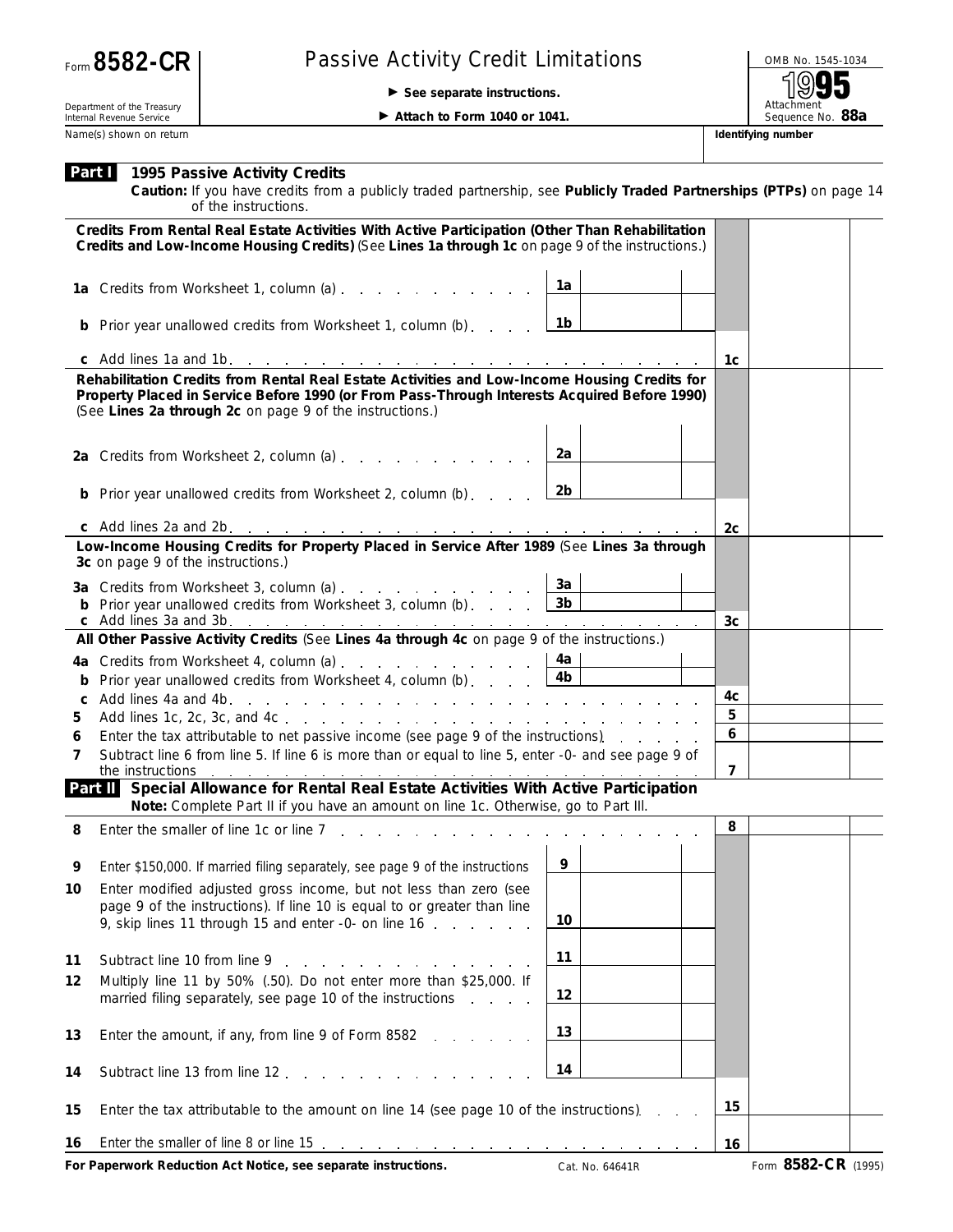Form **8582-CR**

Department of the Treasury
Internal Revenue Service

# Passive Activity Credit Limitations

▶ **See separate instructions.**

▶ **Attach to Form 1040 or 1041.**

OMB No. 1545-1034

**1995**

Attachment Sequence No. **88a**

Name(s) shown on return | **Identifying number**

## Part I 1995 Passive Activity Credits

**Caution:** If you have credits from a publicly traded partnership, see **Publicly Traded Partnerships (PTPs)** on page 14 of the instructions.

**Credits From Rental Real Estate Activities With Active Participation (Other Than Rehabilitation Credits and Low-Income Housing Credits)** (See **Lines 1a through 1c** on page 9 of the instructions.)

| Line | Description | Ref | Amount | Ref | Amount |
|---|---|---|---|---|---|
| **1a** | Credits from Worksheet 1, column (a) | 1a | | | |
| **b** | Prior year unallowed credits from Worksheet 1, column (b) | 1b | | | |
| **c** | Add lines 1a and 1b | | | 1c | |

**Rehabilitation Credits from Rental Real Estate Activities and Low-Income Housing Credits for Property Placed in Service Before 1990 (or From Pass-Through Interests Acquired Before 1990)** (See **Lines 2a through 2c** on page 9 of the instructions.)

| Line | Description | Ref | Amount | Ref | Amount |
|---|---|---|---|---|---|
| **2a** | Credits from Worksheet 2, column (a) | 2a | | | |
| **b** | Prior year unallowed credits from Worksheet 2, column (b) | 2b | | | |
| **c** | Add lines 2a and 2b | | | 2c | |

**Low-Income Housing Credits for Property Placed in Service After 1989** (See **Lines 3a through 3c** on page 9 of the instructions.)

| Line | Description | Ref | Amount | Ref | Amount |
|---|---|---|---|---|---|
| **3a** | Credits from Worksheet 3, column (a) | 3a | | | |
| **b** | Prior year unallowed credits from Worksheet 3, column (b) | 3b | | | |
| **c** | Add lines 3a and 3b | | | 3c | |

**All Other Passive Activity Credits** (See **Lines 4a through 4c** on page 9 of the instructions.)

| Line | Description | Ref | Amount | Ref | Amount |
|---|---|---|---|---|---|
| **4a** | Credits from Worksheet 4, column (a) | 4a | | | |
| **b** | Prior year unallowed credits from Worksheet 4, column (b) | 4b | | | |
| **c** | Add lines 4a and 4b | | | 4c | |
| **5** | Add lines 1c, 2c, 3c, and 4c | | | 5 | |
| **6** | Enter the tax attributable to net passive income (see page 9 of the instructions) | | | 6 | |
| **7** | Subtract line 6 from line 5. If line 6 is more than or equal to line 5, enter -0- and see page 9 of the instructions | | | 7 | |

## Part II Special Allowance for Rental Real Estate Activities With Active Participation

**Note:** Complete Part II if you have an amount on line 1c. Otherwise, go to Part III.

| Line | Description | Ref | Amount | Ref | Amount |
|---|---|---|---|---|---|
| **8** | Enter the smaller of line 1c or line 7 | | | 8 | |
| **9** | Enter $150,000. If married filing separately, see page 9 of the instructions | 9 | | | |
| **10** | Enter modified adjusted gross income, but not less than zero (see page 9 of the instructions). If line 10 is equal to or greater than line 9, skip lines 11 through 15 and enter -0- on line 16 | 10 | | | |
| **11** | Subtract line 10 from line 9 | 11 | | | |
| **12** | Multiply line 11 by 50% (.50). Do not enter more than $25,000. If married filing separately, see page 10 of the instructions | 12 | | | |
| **13** | Enter the amount, if any, from line 9 of Form 8582 | 13 | | | |
| **14** | Subtract line 13 from line 12 | 14 | | | |
| **15** | Enter the tax attributable to the amount on line 14 (see page 10 of the instructions) | | | 15 | |
| **16** | Enter the smaller of line 8 or line 15 | | | 16 | |

**For Paperwork Reduction Act Notice, see separate instructions.** Cat. No. 64641R Form **8582-CR** (1995)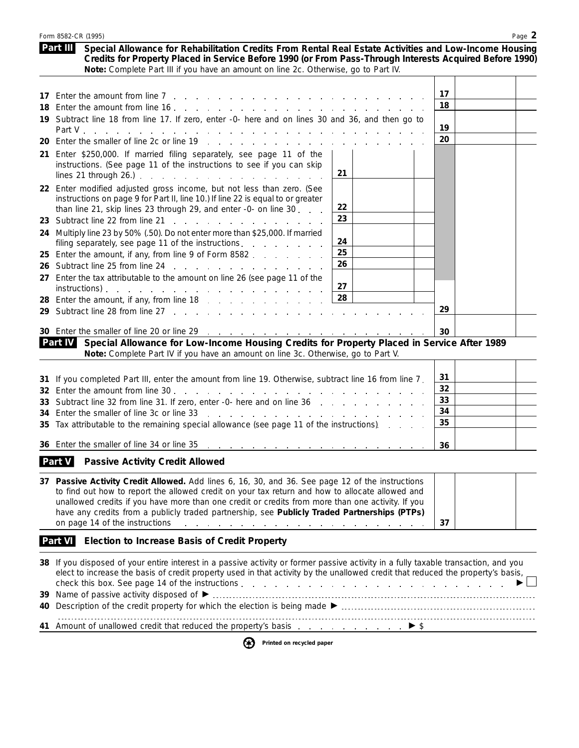## Part III Special Allowance for Rehabilitation Credits From Rental Real Estate Activities and Low-Income Housing Credits for Property Placed in Service Before 1990 (or From Pass-Through Interests Acquired Before 1990)

**Note:** Complete Part III if you have an amount on line 2c. Otherwise, go to Part IV.

| | | | |
|---|---|---|---|
| **17** Enter the amount from line 7 | | | 17 |
| **18** Enter the amount from line 16 | | | 18 |
| **19** Subtract line 18 from line 17. If zero, enter -0- here and on lines 30 and 36, and then go to Part V | | | 19 |
| **20** Enter the smaller of line 2c or line 19 | | | 20 |
| **21** Enter $250,000. If married filing separately, see page 11 of the instructions. (See page 11 of the instructions to see if you can skip lines 21 through 26.) | 21 | | |
| **22** Enter modified adjusted gross income, but not less than zero. (See instructions on page 9 for Part II, line 10.) If line 22 is equal to or greater than line 21, skip lines 23 through 29, and enter -0- on line 30 | 22 | | |
| **23** Subtract line 22 from line 21 | 23 | | |
| **24** Multiply line 23 by 50% (.50). Do not enter more than $25,000. If married filing separately, see page 11 of the instructions | 24 | | |
| **25** Enter the amount, if any, from line 9 of Form 8582 | 25 | | |
| **26** Subtract line 25 from line 24 | 26 | | |
| **27** Enter the tax attributable to the amount on line 26 (see page 11 of the instructions) | 27 | | |
| **28** Enter the amount, if any, from line 18 | 28 | | |
| **29** Subtract line 28 from line 27 | | | 29 |
| **30** Enter the smaller of line 20 or line 29 | | | 30 |

## Part IV Special Allowance for Low-Income Housing Credits for Property Placed in Service After 1989

**Note:** Complete Part IV if you have an amount on line 3c. Otherwise, go to Part V.

| | | |
|---|---|---|
| **31** If you completed Part III, enter the amount from line 19. Otherwise, subtract line 16 from line 7 | 31 | |
| **32** Enter the amount from line 30 | 32 | |
| **33** Subtract line 32 from line 31. If zero, enter -0- here and on line 36 | 33 | |
| **34** Enter the smaller of line 3c or line 33 | 34 | |
| **35** Tax attributable to the remaining special allowance (see page 11 of the instructions) | 35 | |
| **36** Enter the smaller of line 34 or line 35 | 36 | |

## Part V Passive Activity Credit Allowed

| | | |
|---|---|---|
| **37 Passive Activity Credit Allowed.** Add lines 6, 16, 30, and 36. See page 12 of the instructions to find out how to report the allowed credit on your tax return and how to allocate allowed and unallowed credits if you have more than one credit or credits from more than one activity. If you have any credits from a publicly traded partnership, see **Publicly Traded Partnerships (PTPs)** on page 14 of the instructions | 37 | |

## Part VI Election to Increase Basis of Credit Property

**38** If you disposed of your entire interest in a passive activity or former passive activity in a fully taxable transaction, and you elect to increase the basis of credit property used in that activity by the unallowed credit that reduced the property's basis, check this box. See page 14 of the instructions ► ☐

**39** Name of passive activity disposed of ►

**40** Description of the credit property for which the election is being made ►

**41** Amount of unallowed credit that reduced the property's basis ► $

Printed on recycled paper